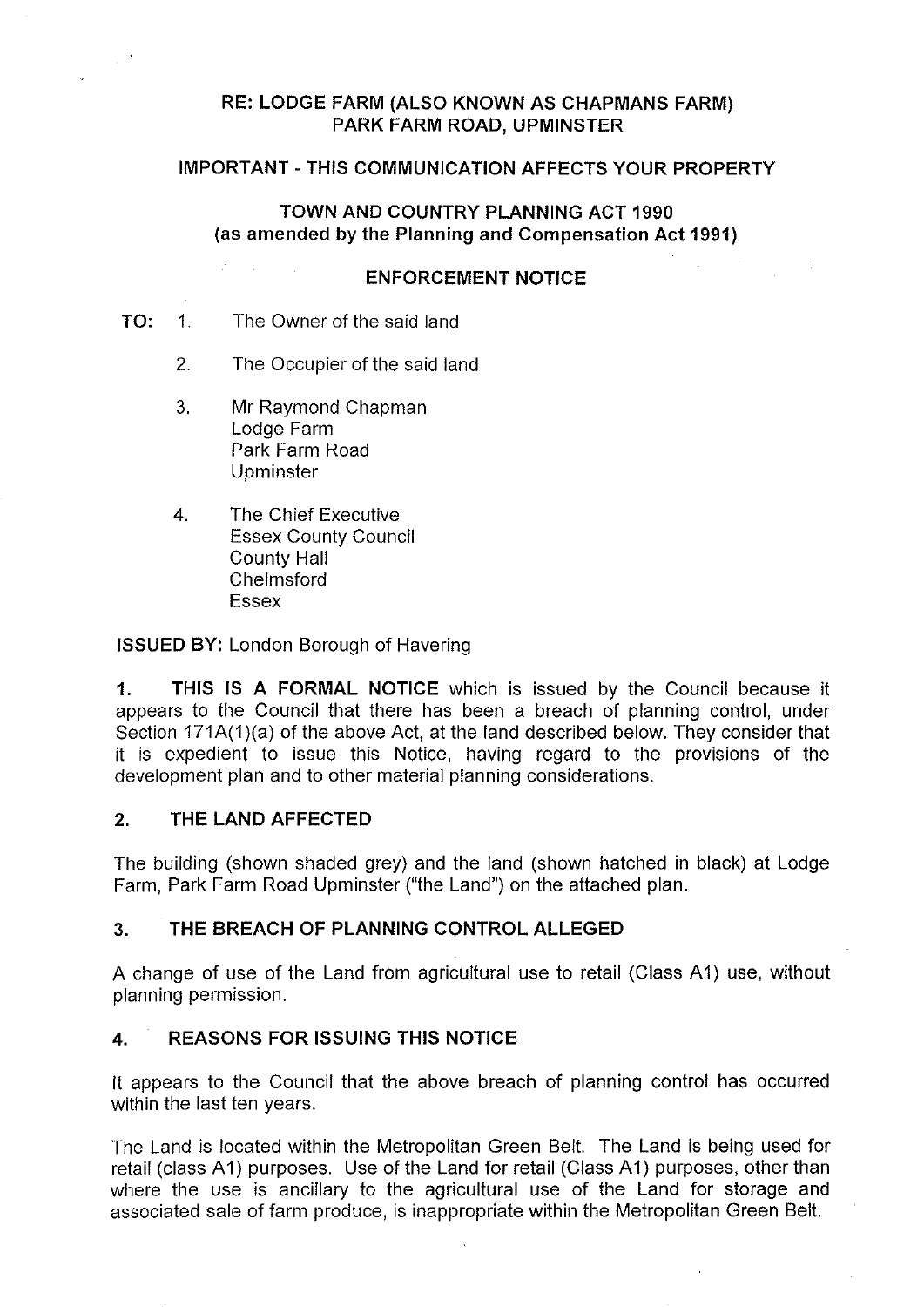**RE: LODGE FARM (ALSO KNOWN AS CHAPMANS FARM)**
**PARK FARM ROAD, UPMINSTER**

**IMPORTANT - THIS COMMUNICATION AFFECTS YOUR PROPERTY**

**TOWN AND COUNTRY PLANNING ACT 1990**
**(as amended by the Planning and Compensation Act 1991)**

**ENFORCEMENT NOTICE**

**TO:**

1. The Owner of the said land
2. The Occupier of the said land
3. Mr Raymond Chapman
   Lodge Farm
   Park Farm Road
   Upminster
4. The Chief Executive
   Essex County Council
   County Hall
   Chelmsford
   Essex

**ISSUED BY:** London Borough of Havering

**1. THIS IS A FORMAL NOTICE** which is issued by the Council because it appears to the Council that there has been a breach of planning control, under Section 171A(1)(a) of the above Act, at the land described below. They consider that it is expedient to issue this Notice, having regard to the provisions of the development plan and to other material planning considerations.

## 2. THE LAND AFFECTED

The building (shown shaded grey) and the land (shown hatched in black) at Lodge Farm, Park Farm Road Upminster ("the Land") on the attached plan.

## 3. THE BREACH OF PLANNING CONTROL ALLEGED

A change of use of the Land from agricultural use to retail (Class A1) use, without planning permission.

## 4. REASONS FOR ISSUING THIS NOTICE

It appears to the Council that the above breach of planning control has occurred within the last ten years.

The Land is located within the Metropolitan Green Belt. The Land is being used for retail (class A1) purposes. Use of the Land for retail (Class A1) purposes, other than where the use is ancillary to the agricultural use of the Land for storage and associated sale of farm produce, is inappropriate within the Metropolitan Green Belt.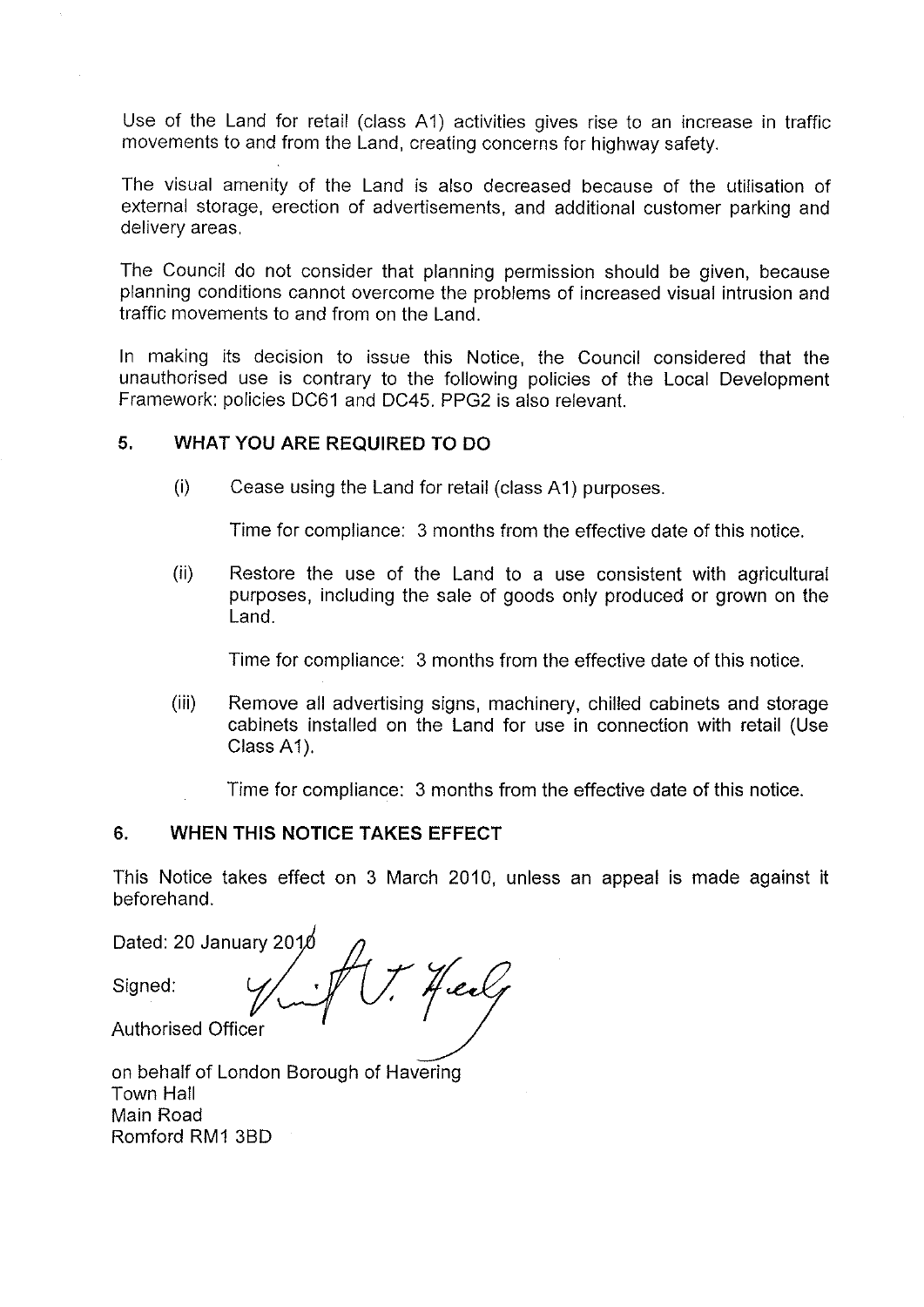Use of the Land for retail (class A1) activities gives rise to an increase in traffic movements to and from the Land, creating concerns for highway safety.

The visual amenity of the Land is also decreased because of the utilisation of external storage, erection of advertisements, and additional customer parking and delivery areas.

The Council do not consider that planning permission should be given, because planning conditions cannot overcome the problems of increased visual intrusion and traffic movements to and from on the Land.

In making its decision to issue this Notice, the Council considered that the unauthorised use is contrary to the following policies of the Local Development Framework: policies DC61 and DC45. PPG2 is also relevant.

## 5. WHAT YOU ARE REQUIRED TO DO

(i) Cease using the Land for retail (class A1) purposes.

Time for compliance: 3 months from the effective date of this notice.

(ii) Restore the use of the Land to a use consistent with agricultural purposes, including the sale of goods only produced or grown on the Land.

Time for compliance: 3 months from the effective date of this notice.

(iii) Remove all advertising signs, machinery, chilled cabinets and storage cabinets installed on the Land for use in connection with retail (Use Class A1).

Time for compliance: 3 months from the effective date of this notice.

## 6. WHEN THIS NOTICE TAKES EFFECT

This Notice takes effect on 3 March 2010, unless an appeal is made against it beforehand.

Dated: 20 January 2010

Signed:

Authorised Officer

on behalf of London Borough of Havering
Town Hall
Main Road
Romford RM1 3BD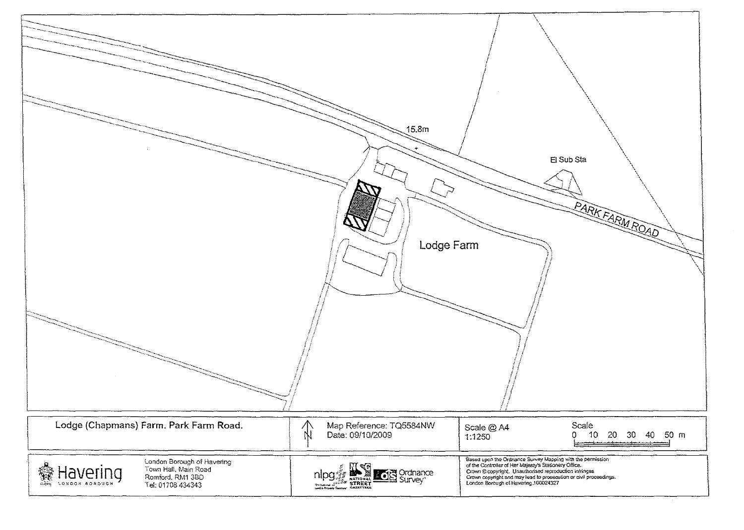15.8m

El Sub Sta

PARK FARM ROAD

Lodge Farm

| Lodge (Chapmans) Farm. Park Farm Road. | N | Map Reference: TQ5584NW<br>Date: 09/10/2009 | Scale @ A4<br>1:1250 | Scale<br>0 10 20 30 40 50 m |
|---|---|---|---|---|

Havering LONDON BOROUGH

London Borough of Havering
Town Hall, Main Road
Romford, RM1 3BD
Tel: 01708 434343

nlpg NATIONAL STREET GAZETTEER Ordnance Survey

Based upon the Ordnance Survey Mapping with the permission of the Controller of Her Majesty's Stationery Office.
Crown © copyright. Unauthorised reproduction infringes Crown copyright and may lead to prosecution or civil proceedings.
London Borough of Havering 100024327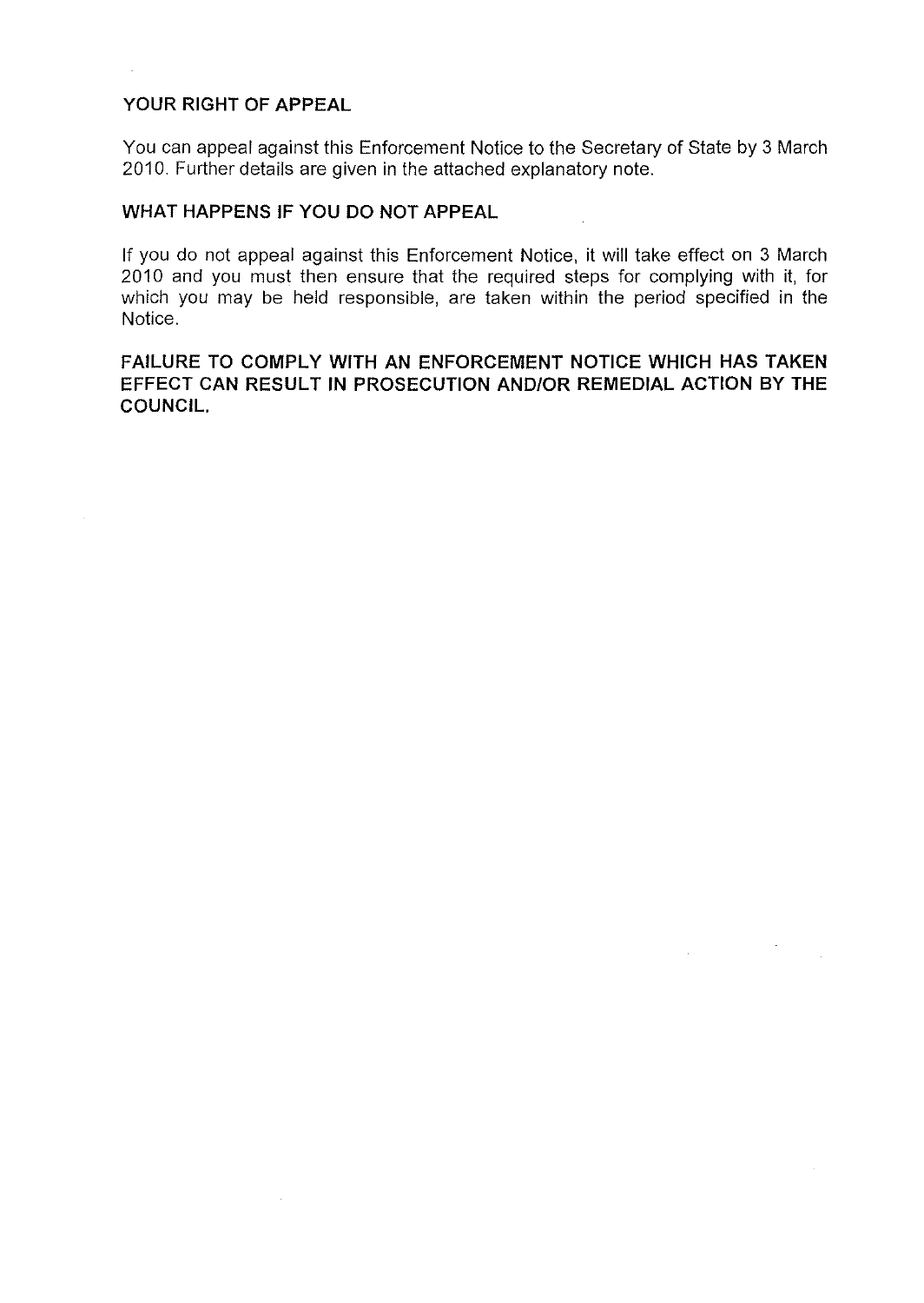## YOUR RIGHT OF APPEAL

You can appeal against this Enforcement Notice to the Secretary of State by 3 March 2010. Further details are given in the attached explanatory note.

## WHAT HAPPENS IF YOU DO NOT APPEAL

If you do not appeal against this Enforcement Notice, it will take effect on 3 March 2010 and you must then ensure that the required steps for complying with it, for which you may be held responsible, are taken within the period specified in the Notice.

**FAILURE TO COMPLY WITH AN ENFORCEMENT NOTICE WHICH HAS TAKEN EFFECT CAN RESULT IN PROSECUTION AND/OR REMEDIAL ACTION BY THE COUNCIL.**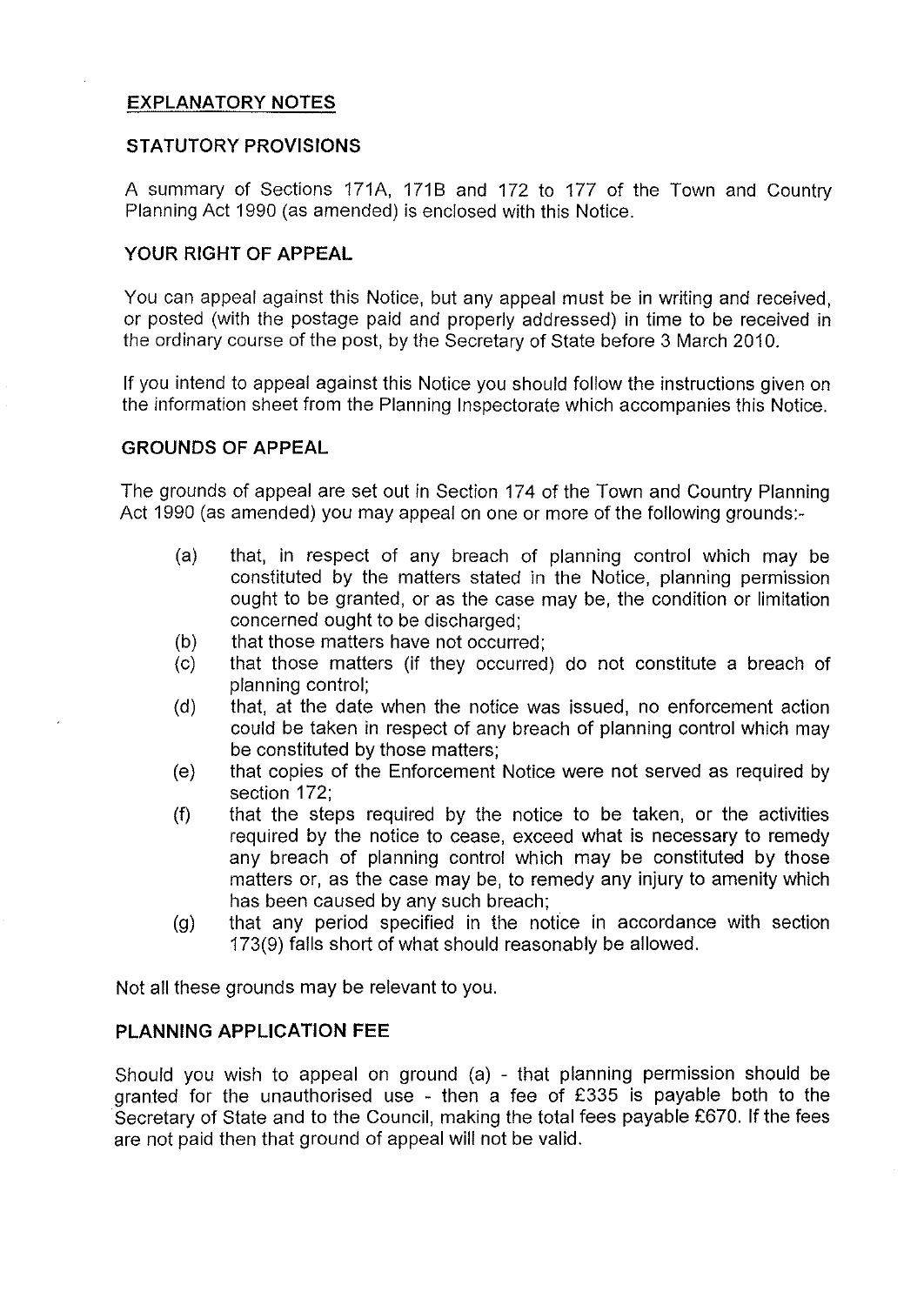## EXPLANATORY NOTES

### STATUTORY PROVISIONS

A summary of Sections 171A, 171B and 172 to 177 of the Town and Country Planning Act 1990 (as amended) is enclosed with this Notice.

### YOUR RIGHT OF APPEAL

You can appeal against this Notice, but any appeal must be in writing and received, or posted (with the postage paid and properly addressed) in time to be received in the ordinary course of the post, by the Secretary of State before 3 March 2010.

If you intend to appeal against this Notice you should follow the instructions given on the information sheet from the Planning Inspectorate which accompanies this Notice.

### GROUNDS OF APPEAL

The grounds of appeal are set out in Section 174 of the Town and Country Planning Act 1990 (as amended) you may appeal on one or more of the following grounds:-

- (a) that, in respect of any breach of planning control which may be constituted by the matters stated in the Notice, planning permission ought to be granted, or as the case may be, the condition or limitation concerned ought to be discharged;
- (b) that those matters have not occurred;
- (c) that those matters (if they occurred) do not constitute a breach of planning control;
- (d) that, at the date when the notice was issued, no enforcement action could be taken in respect of any breach of planning control which may be constituted by those matters;
- (e) that copies of the Enforcement Notice were not served as required by section 172;
- (f) that the steps required by the notice to be taken, or the activities required by the notice to cease, exceed what is necessary to remedy any breach of planning control which may be constituted by those matters or, as the case may be, to remedy any injury to amenity which has been caused by any such breach;
- (g) that any period specified in the notice in accordance with section 173(9) falls short of what should reasonably be allowed.

Not all these grounds may be relevant to you.

### PLANNING APPLICATION FEE

Should you wish to appeal on ground (a) - that planning permission should be granted for the unauthorised use - then a fee of £335 is payable both to the Secretary of State and to the Council, making the total fees payable £670. If the fees are not paid then that ground of appeal will not be valid.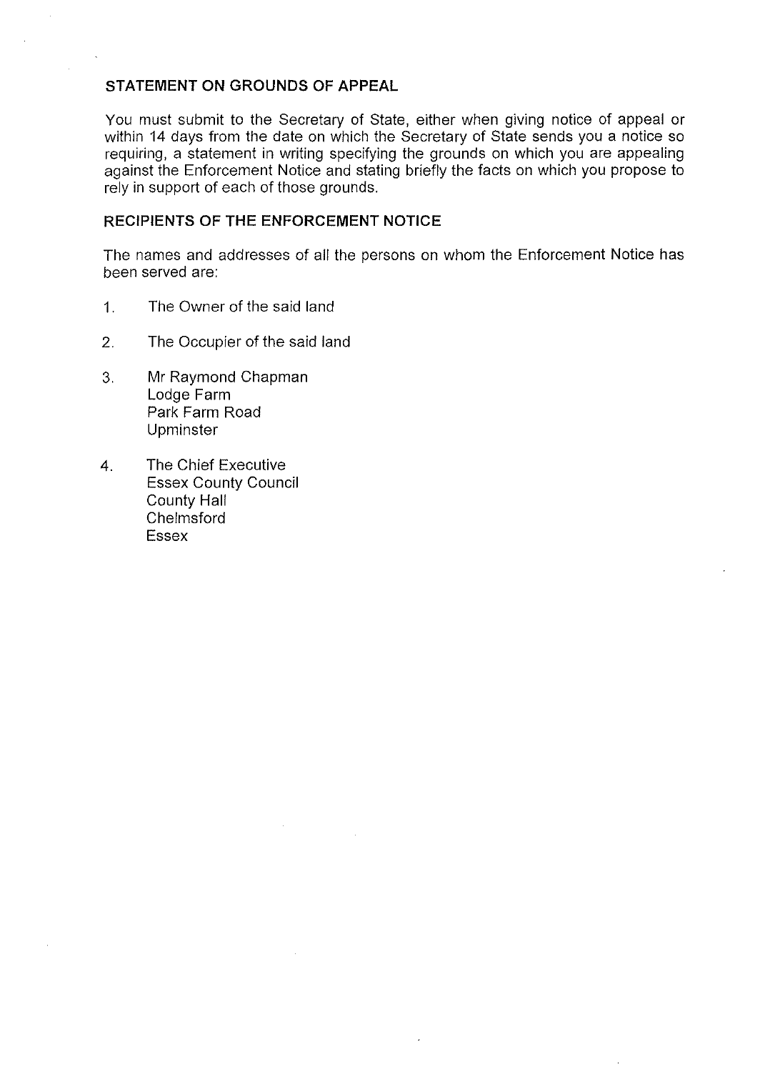### STATEMENT ON GROUNDS OF APPEAL

You must submit to the Secretary of State, either when giving notice of appeal or within 14 days from the date on which the Secretary of State sends you a notice so requiring, a statement in writing specifying the grounds on which you are appealing against the Enforcement Notice and stating briefly the facts on which you propose to rely in support of each of those grounds.

### RECIPIENTS OF THE ENFORCEMENT NOTICE

The names and addresses of all the persons on whom the Enforcement Notice has been served are:

1. The Owner of the said land

2. The Occupier of the said land

3. Mr Raymond Chapman
   Lodge Farm
   Park Farm Road
   Upminster

4. The Chief Executive
   Essex County Council
   County Hall
   Chelmsford
   Essex